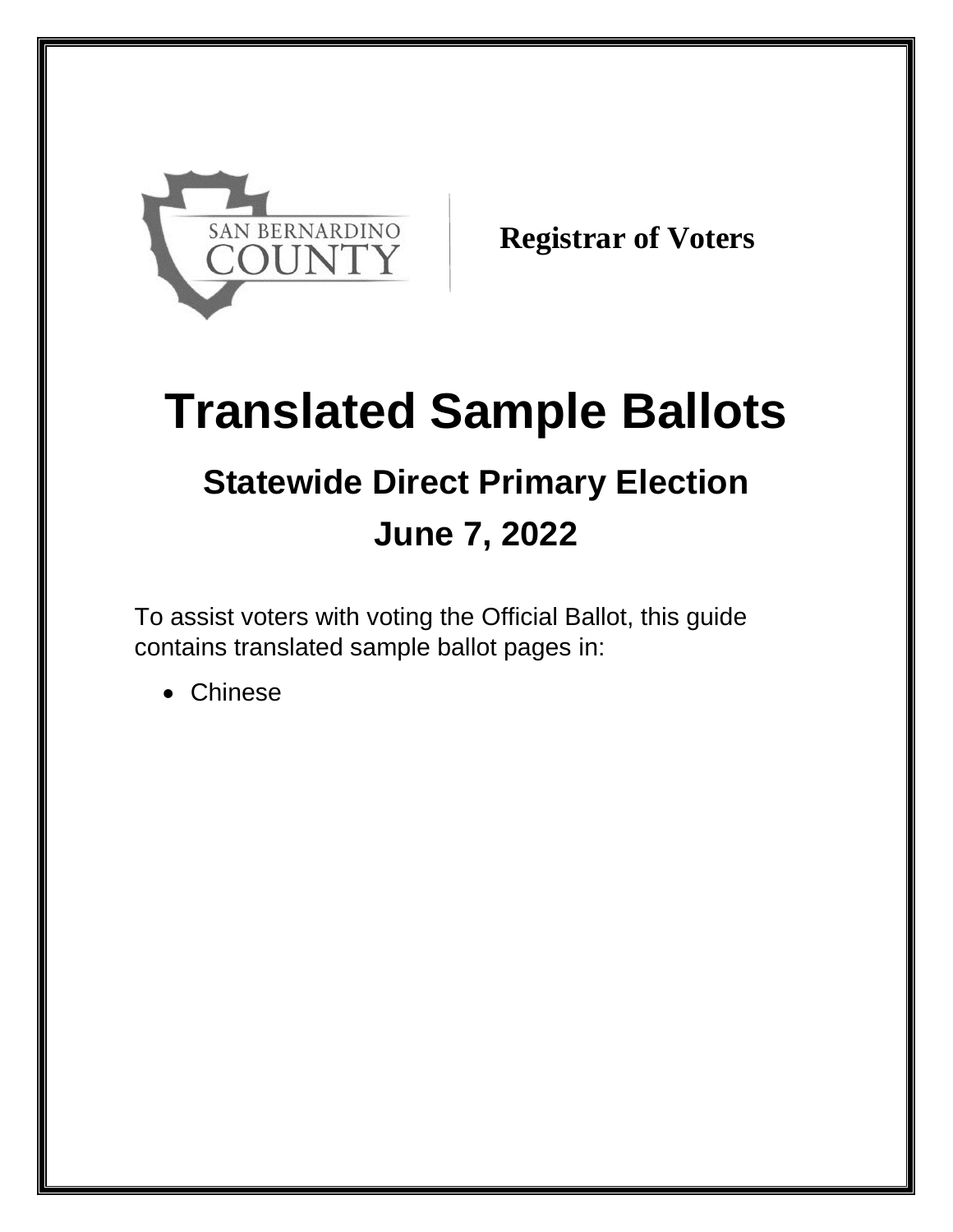SAN BERNARDINO COUNTY

**Registrar of Voters**

# Translated Sample Ballots

## Statewide Direct Primary Election

## June 7, 2022

To assist voters with voting the Official Ballot, this guide contains translated sample ballot pages in:

- Chinese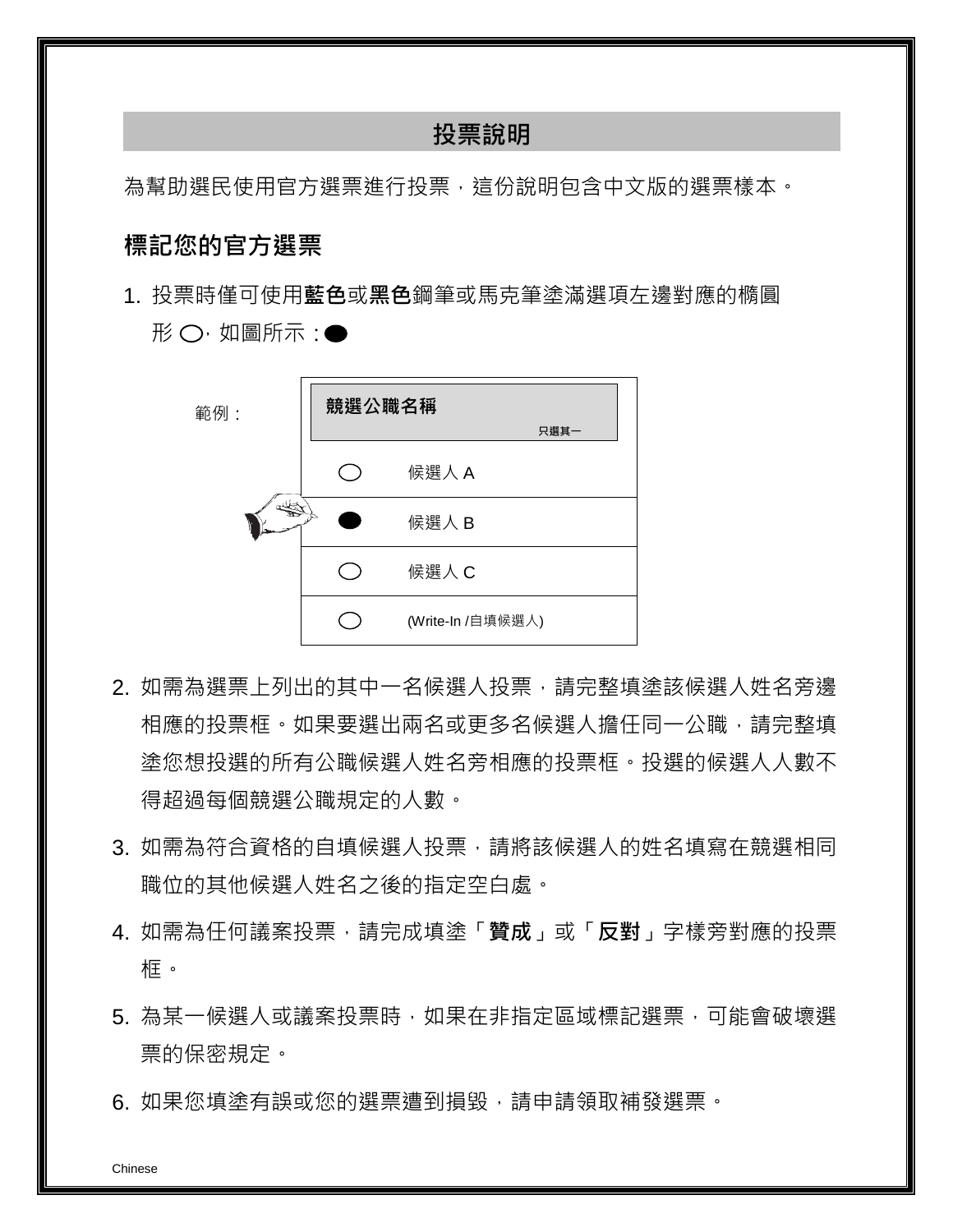# 投票說明

為幫助選民使用官方選票進行投票，這份說明包含中文版的選票樣本。

## 標記您的官方選票

1. 投票時僅可使用**藍色**或**黑色**鋼筆或馬克筆塗滿選項左邊對應的橢圓形 ○，如圖所示：●

範例：

| **競選公職名稱** 只選其一 | |
|---|---|
| ○ | 候選人 A |
| ● | 候選人 B |
| ○ | 候選人 C |
| ○ | (Write-In /自填候選人) |

2. 如需為選票上列出的其中一名候選人投票，請完整填塗該候選人姓名旁邊相應的投票框。如果要選出兩名或更多名候選人擔任同一公職，請完整填塗您想投選的所有公職候選人姓名旁相應的投票框。投選的候選人人數不得超過每個競選公職規定的人數。

3. 如需為符合資格的自填候選人投票，請將該候選人的姓名填寫在競選相同職位的其他候選人姓名之後的指定空白處。

4. 如需為任何議案投票，請完成填塗「**贊成**」或「**反對**」字樣旁對應的投票框。

5. 為某一候選人或議案投票時，如果在非指定區域標記選票，可能會破壞選票的保密規定。

6. 如果您填塗有誤或您的選票遭到損毀，請申請領取補發選票。

Chinese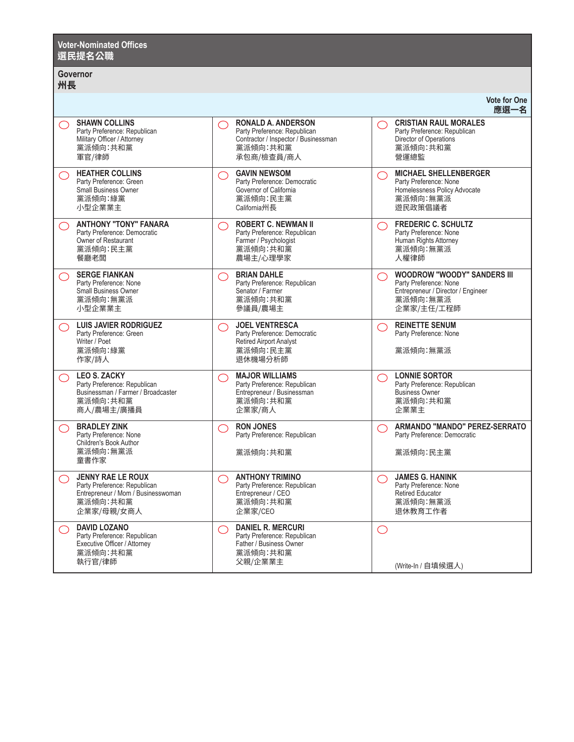## Voter-Nominated Offices
## 選民提名公職

### Governor
### 州長

**Vote for One**
**應選一名**

| | | |
|---|---|---|
| **SHAWN COLLINS**<br>Party Preference: Republican<br>Military Officer / Attorney<br>黨派傾向:共和黨<br>軍官/律師 | **RONALD A. ANDERSON**<br>Party Preference: Republican<br>Contractor / Inspector / Businessman<br>黨派傾向:共和黨<br>承包商/檢查員/商人 | **CRISTIAN RAUL MORALES**<br>Party Preference: Republican<br>Director of Operations<br>黨派傾向:共和黨<br>營運總監 |
| **HEATHER COLLINS**<br>Party Preference: Green<br>Small Business Owner<br>黨派傾向:綠黨<br>小型企業業主 | **GAVIN NEWSOM**<br>Party Preference: Democratic<br>Governor of California<br>黨派傾向:民主黨<br>California州長 | **MICHAEL SHELLENBERGER**<br>Party Preference: None<br>Homelessness Policy Advocate<br>黨派傾向:無黨派<br>遊民政策倡議者 |
| **ANTHONY "TONY" FANARA**<br>Party Preference: Democratic<br>Owner of Restaurant<br>黨派傾向:民主黨<br>餐廳老闆 | **ROBERT C. NEWMAN II**<br>Party Preference: Republican<br>Farmer / Psychologist<br>黨派傾向:共和黨<br>農場主/心理學家 | **FREDERIC C. SCHULTZ**<br>Party Preference: None<br>Human Rights Attorney<br>黨派傾向:無黨派<br>人權律師 |
| **SERGE FIANKAN**<br>Party Preference: None<br>Small Business Owner<br>黨派傾向:無黨派<br>小型企業業主 | **BRIAN DAHLE**<br>Party Preference: Republican<br>Senator / Farmer<br>黨派傾向:共和黨<br>參議員/農場主 | **WOODROW "WOODY" SANDERS III**<br>Party Preference: None<br>Entrepreneur / Director / Engineer<br>黨派傾向:無黨派<br>企業家/主任/工程師 |
| **LUIS JAVIER RODRIGUEZ**<br>Party Preference: Green<br>Writer / Poet<br>黨派傾向:綠黨<br>作家/詩人 | **JOEL VENTRESCA**<br>Party Preference: Democratic<br>Retired Airport Analyst<br>黨派傾向:民主黨<br>退休機場分析師 | **REINETTE SENUM**<br>Party Preference: None<br>黨派傾向:無黨派 |
| **LEO S. ZACKY**<br>Party Preference: Republican<br>Businessman / Farmer / Broadcaster<br>黨派傾向:共和黨<br>商人/農場主/廣播員 | **MAJOR WILLIAMS**<br>Party Preference: Republican<br>Entrepreneur / Businessman<br>黨派傾向:共和黨<br>企業家/商人 | **LONNIE SORTOR**<br>Party Preference: Republican<br>Business Owner<br>黨派傾向:共和黨<br>企業業主 |
| **BRADLEY ZINK**<br>Party Preference: None<br>Children's Book Author<br>黨派傾向:無黨派<br>童書作家 | **RON JONES**<br>Party Preference: Republican<br>黨派傾向:共和黨 | **ARMANDO "MANDO" PEREZ-SERRATO**<br>Party Preference: Democratic<br>黨派傾向:民主黨 |
| **JENNY RAE LE ROUX**<br>Party Preference: Republican<br>Entrepreneur / Mom / Businesswoman<br>黨派傾向:共和黨<br>企業家/母親/女商人 | **ANTHONY TRIMINO**<br>Party Preference: Republican<br>Entrepreneur / CEO<br>黨派傾向:共和黨<br>企業家/CEO | **JAMES G. HANINK**<br>Party Preference: None<br>Retired Educator<br>黨派傾向:無黨派<br>退休教育工作者 |
| **DAVID LOZANO**<br>Party Preference: Republican<br>Executive Officer / Attorney<br>黨派傾向:共和黨<br>執行官/律師 | **DANIEL R. MERCURI**<br>Party Preference: Republican<br>Father / Business Owner<br>黨派傾向:共和黨<br>父親/企業業主 | (Write-In / 自填候選人) |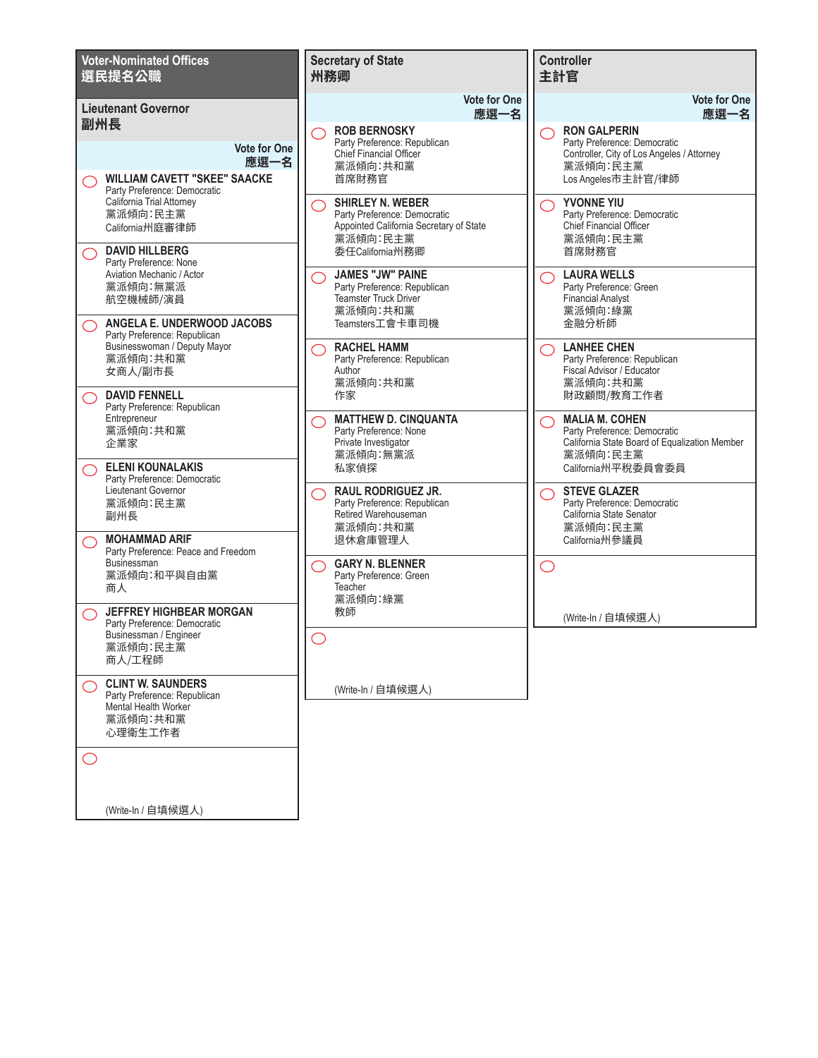## Voter-Nominated Offices
## 選民提名公職

### Lieutenant Governor
### 副州長

**Vote for One**
**應選一名**

- ◯ **WILLIAM CAVETT "SKEE" SAACKE**
  Party Preference: Democratic
  California Trial Attorney
  黨派傾向:民主黨
  California州庭審律師
- ◯ **DAVID HILLBERG**
  Party Preference: None
  Aviation Mechanic / Actor
  黨派傾向:無黨派
  航空機械師/演員
- ◯ **ANGELA E. UNDERWOOD JACOBS**
  Party Preference: Republican
  Businesswoman / Deputy Mayor
  黨派傾向:共和黨
  女商人/副市長
- ◯ **DAVID FENNELL**
  Party Preference: Republican
  Entrepreneur
  黨派傾向:共和黨
  企業家
- ◯ **ELENI KOUNALAKIS**
  Party Preference: Democratic
  Lieutenant Governor
  黨派傾向:民主黨
  副州長
- ◯ **MOHAMMAD ARIF**
  Party Preference: Peace and Freedom
  Businessman
  黨派傾向:和平與自由黨
  商人
- ◯ **JEFFREY HIGHBEAR MORGAN**
  Party Preference: Democratic
  Businessman / Engineer
  黨派傾向:民主黨
  商人/工程師
- ◯ **CLINT W. SAUNDERS**
  Party Preference: Republican
  Mental Health Worker
  黨派傾向:共和黨
  心理衛生工作者
- ◯ (Write-In / 自填候選人)

### Secretary of State
### 州務卿

**Vote for One**
**應選一名**

- ◯ **ROB BERNOSKY**
  Party Preference: Republican
  Chief Financial Officer
  黨派傾向:共和黨
  首席財務官
- ◯ **SHIRLEY N. WEBER**
  Party Preference: Democratic
  Appointed California Secretary of State
  黨派傾向:民主黨
  委任California州務卿
- ◯ **JAMES "JW" PAINE**
  Party Preference: Republican
  Teamster Truck Driver
  黨派傾向:共和黨
  Teamsters工會卡車司機
- ◯ **RACHEL HAMM**
  Party Preference: Republican
  Author
  黨派傾向:共和黨
  作家
- ◯ **MATTHEW D. CINQUANTA**
  Party Preference: None
  Private Investigator
  黨派傾向:無黨派
  私家偵探
- ◯ **RAUL RODRIGUEZ JR.**
  Party Preference: Republican
  Retired Warehouseman
  黨派傾向:共和黨
  退休倉庫管理人
- ◯ **GARY N. BLENNER**
  Party Preference: Green
  Teacher
  黨派傾向:綠黨
  教師
- ◯ (Write-In / 自填候選人)

### Controller
### 主計官

**Vote for One**
**應選一名**

- ◯ **RON GALPERIN**
  Party Preference: Democratic
  Controller, City of Los Angeles / Attorney
  黨派傾向:民主黨
  Los Angeles市主計官/律師
- ◯ **YVONNE YIU**
  Party Preference: Democratic
  Chief Financial Officer
  黨派傾向:民主黨
  首席財務官
- ◯ **LAURA WELLS**
  Party Preference: Green
  Financial Analyst
  黨派傾向:綠黨
  金融分析師
- ◯ **LANHEE CHEN**
  Party Preference: Republican
  Fiscal Advisor / Educator
  黨派傾向:共和黨
  財政顧問/教育工作者
- ◯ **MALIA M. COHEN**
  Party Preference: Democratic
  California State Board of Equalization Member
  黨派傾向:民主黨
  California州平稅委員會委員
- ◯ **STEVE GLAZER**
  Party Preference: Democratic
  California State Senator
  黨派傾向:民主黨
  California州參議員
- ◯ (Write-In / 自填候選人)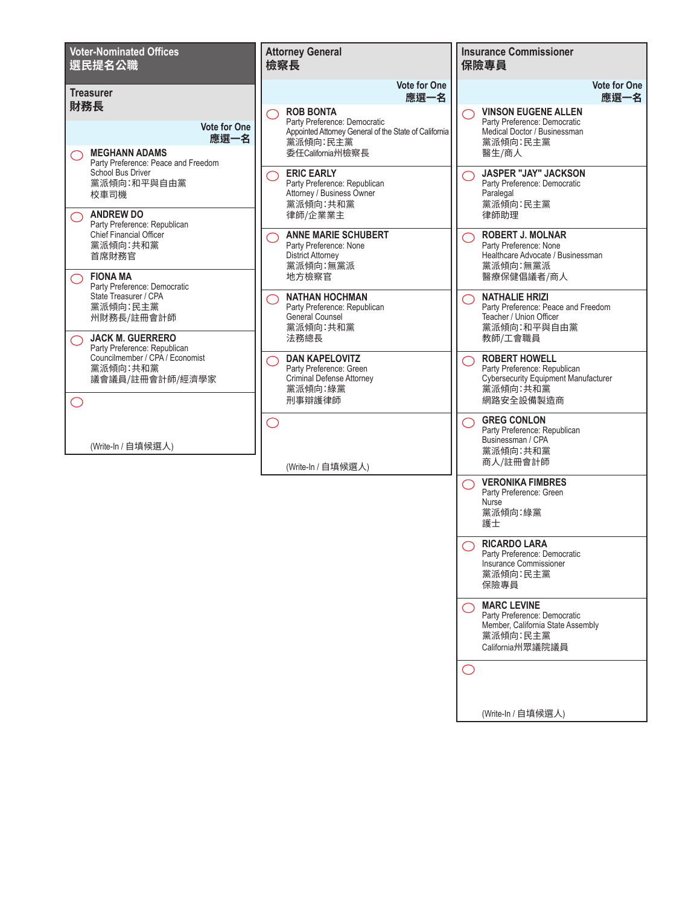## Voter-Nominated Offices
## 選民提名公職

### Treasurer
### 財務長

Vote for One
應選一名

- ◯ **MEGHANN ADAMS**
  Party Preference: Peace and Freedom
  School Bus Driver
  黨派傾向:和平與自由黨
  校車司機

- ◯ **ANDREW DO**
  Party Preference: Republican
  Chief Financial Officer
  黨派傾向:共和黨
  首席財務官

- ◯ **FIONA MA**
  Party Preference: Democratic
  State Treasurer / CPA
  黨派傾向:民主黨
  州財務長/註冊會計師

- ◯ **JACK M. GUERRERO**
  Party Preference: Republican
  Councilmember / CPA / Economist
  黨派傾向:共和黨
  議會議員/註冊會計師/經濟學家

- ◯ (Write-In / 自填候選人)

### Attorney General
### 檢察長

Vote for One
應選一名

- ◯ **ROB BONTA**
  Party Preference: Democratic
  Appointed Attorney General of the State of California
  黨派傾向:民主黨
  委任California州檢察長

- ◯ **ERIC EARLY**
  Party Preference: Republican
  Attorney / Business Owner
  黨派傾向:共和黨
  律師/企業業主

- ◯ **ANNE MARIE SCHUBERT**
  Party Preference: None
  District Attorney
  黨派傾向:無黨派
  地方檢察官

- ◯ **NATHAN HOCHMAN**
  Party Preference: Republican
  General Counsel
  黨派傾向:共和黨
  法務總長

- ◯ **DAN KAPELOVITZ**
  Party Preference: Green
  Criminal Defense Attorney
  黨派傾向:綠黨
  刑事辯護律師

- ◯ (Write-In / 自填候選人)

### Insurance Commissioner
### 保險專員

Vote for One
應選一名

- ◯ **VINSON EUGENE ALLEN**
  Party Preference: Democratic
  Medical Doctor / Businessman
  黨派傾向:民主黨
  醫生/商人

- ◯ **JASPER "JAY" JACKSON**
  Party Preference: Democratic
  Paralegal
  黨派傾向:民主黨
  律師助理

- ◯ **ROBERT J. MOLNAR**
  Party Preference: None
  Healthcare Advocate / Businessman
  黨派傾向:無黨派
  醫療保健倡議者/商人

- ◯ **NATHALIE HRIZI**
  Party Preference: Peace and Freedom
  Teacher / Union Officer
  黨派傾向:和平與自由黨
  教師/工會職員

- ◯ **ROBERT HOWELL**
  Party Preference: Republican
  Cybersecurity Equipment Manufacturer
  黨派傾向:共和黨
  網路安全設備製造商

- ◯ **GREG CONLON**
  Party Preference: Republican
  Businessman / CPA
  黨派傾向:共和黨
  商人/註冊會計師

- ◯ **VERONIKA FIMBRES**
  Party Preference: Green
  Nurse
  黨派傾向:綠黨
  護士

- ◯ **RICARDO LARA**
  Party Preference: Democratic
  Insurance Commissioner
  黨派傾向:民主黨
  保險專員

- ◯ **MARC LEVINE**
  Party Preference: Democratic
  Member, California State Assembly
  黨派傾向:民主黨
  California州眾議院議員

- ◯ (Write-In / 自填候選人)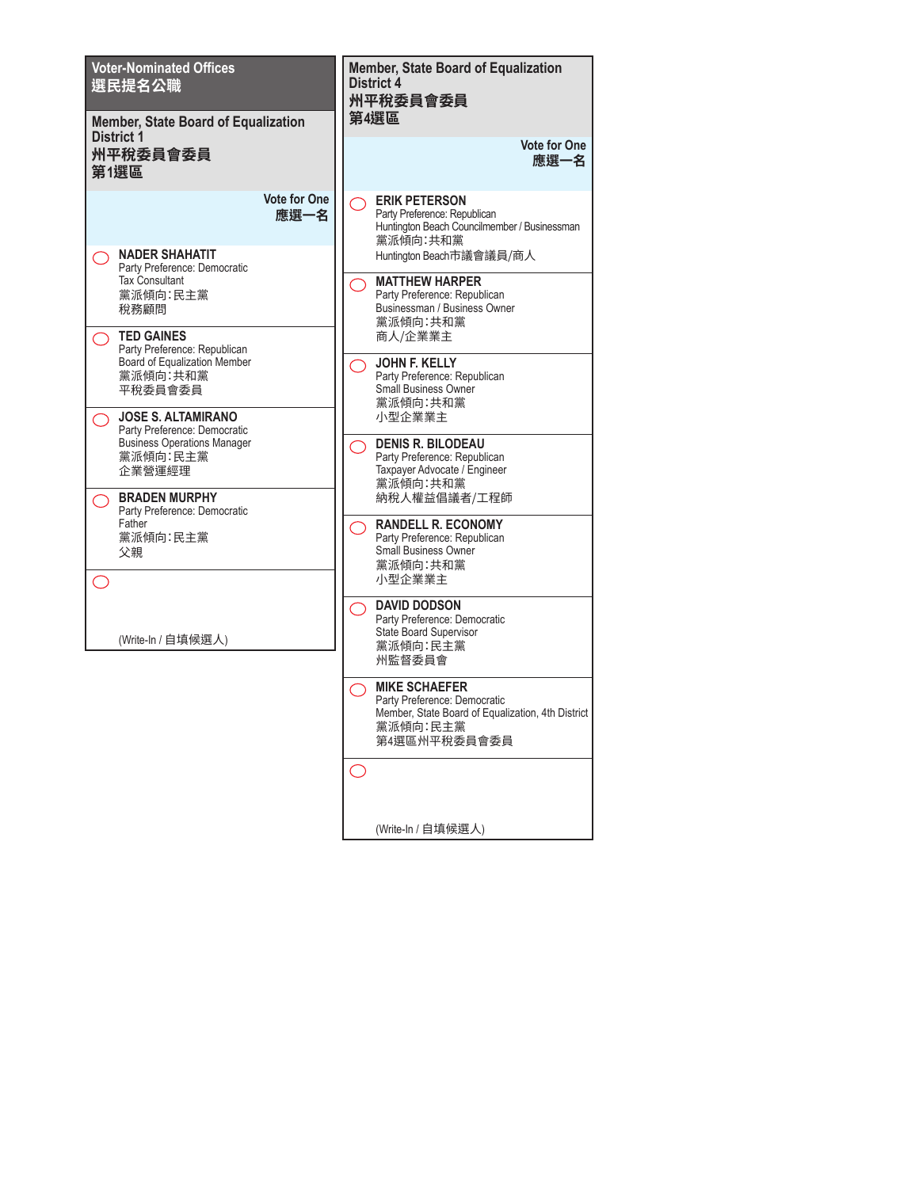## Voter-Nominated Offices
## 選民提名公職

### Member, State Board of Equalization District 1
### 州平稅委員會委員 第1選區

**Vote for One**
**應選一名**

◯ **NADER SHAHATIT**
Party Preference: Democratic
Tax Consultant
黨派傾向:民主黨
稅務顧問

◯ **TED GAINES**
Party Preference: Republican
Board of Equalization Member
黨派傾向:共和黨
平稅委員會委員

◯ **JOSE S. ALTAMIRANO**
Party Preference: Democratic
Business Operations Manager
黨派傾向:民主黨
企業營運經理

◯ **BRADEN MURPHY**
Party Preference: Democratic
Father
黨派傾向:民主黨
父親

◯ (Write-In / 自填候選人)

### Member, State Board of Equalization District 4
### 州平稅委員會委員 第4選區

**Vote for One**
**應選一名**

◯ **ERIK PETERSON**
Party Preference: Republican
Huntington Beach Councilmember / Businessman
黨派傾向:共和黨
Huntington Beach市議會議員/商人

◯ **MATTHEW HARPER**
Party Preference: Republican
Businessman / Business Owner
黨派傾向:共和黨
商人/企業業主

◯ **JOHN F. KELLY**
Party Preference: Republican
Small Business Owner
黨派傾向:共和黨
小型企業業主

◯ **DENIS R. BILODEAU**
Party Preference: Republican
Taxpayer Advocate / Engineer
黨派傾向:共和黨
納稅人權益倡議者/工程師

◯ **RANDELL R. ECONOMY**
Party Preference: Republican
Small Business Owner
黨派傾向:共和黨
小型企業業主

◯ **DAVID DODSON**
Party Preference: Democratic
State Board Supervisor
黨派傾向:民主黨
州監督委員會

◯ **MIKE SCHAEFER**
Party Preference: Democratic
Member, State Board of Equalization, 4th District
黨派傾向:民主黨
第4選區州平稅委員會委員

◯ (Write-In / 自填候選人)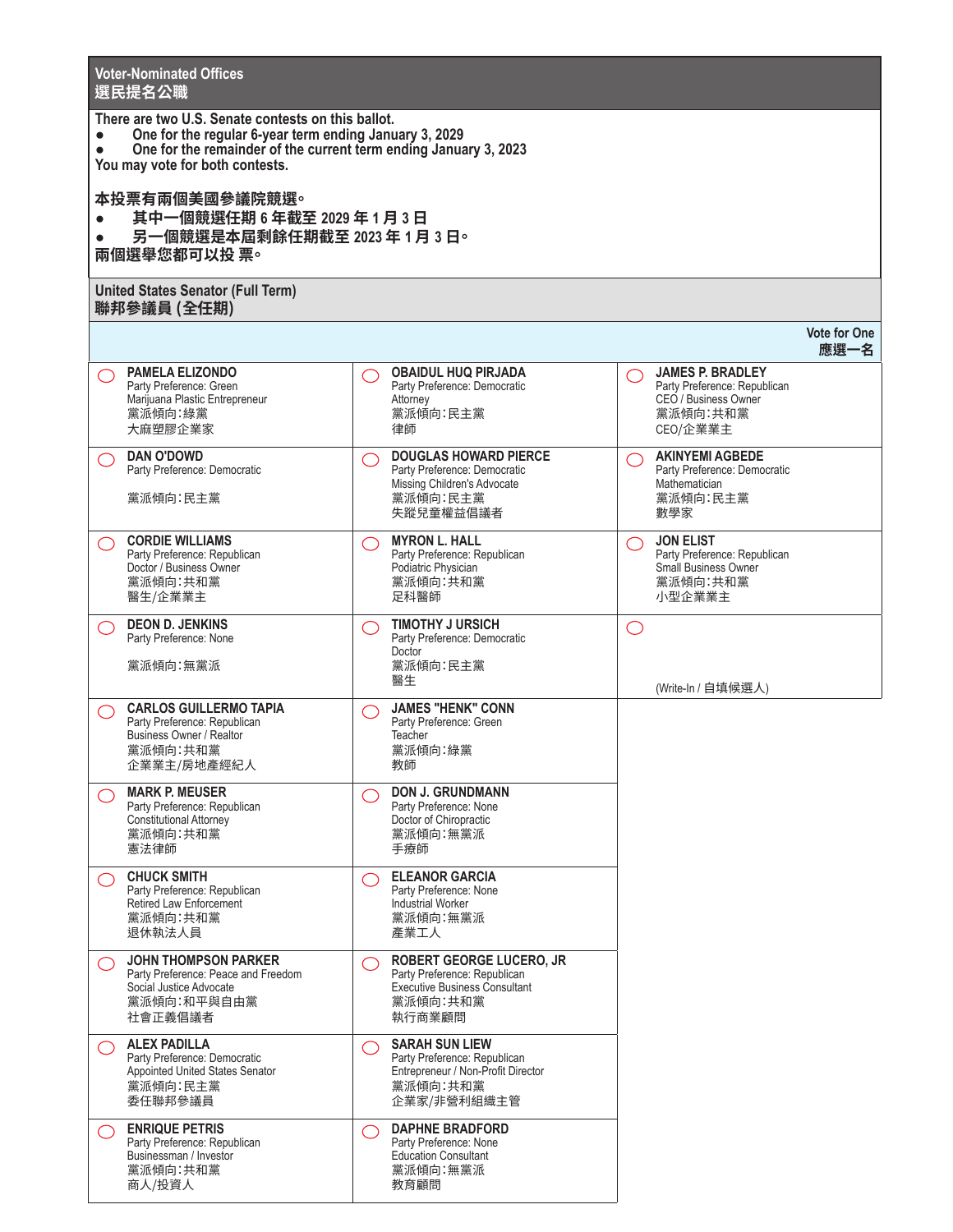## Voter-Nominated Offices
## 選民提名公職

**There are two U.S. Senate contests on this ballot.**
- **One for the regular 6-year term ending January 3, 2029**
- **One for the remainder of the current term ending January 3, 2023**

**You may vote for both contests.**

**本投票有兩個美國參議院競選。**
- **其中一個競選任期 6 年截至 2029 年 1 月 3 日**
- **另一個競選是本屆剩餘任期截至 2023 年 1 月 3 日。**

**兩個選舉您都可以投 票。**

### United States Senator (Full Term)
### 聯邦參議員 (全任期)

**Vote for One / 應選一名**

| | | |
|---|---|---|
| ◯ **PAMELA ELIZONDO**<br>Party Preference: Green<br>Marijuana Plastic Entrepreneur<br>黨派傾向:綠黨<br>大麻塑膠企業家 | ◯ **OBAIDUL HUQ PIRJADA**<br>Party Preference: Democratic<br>Attorney<br>黨派傾向:民主黨<br>律師 | ◯ **JAMES P. BRADLEY**<br>Party Preference: Republican<br>CEO / Business Owner<br>黨派傾向:共和黨<br>CEO/企業業主 |
| ◯ **DAN O'DOWD**<br>Party Preference: Democratic<br><br>黨派傾向:民主黨 | ◯ **DOUGLAS HOWARD PIERCE**<br>Party Preference: Democratic<br>Missing Children's Advocate<br>黨派傾向:民主黨<br>失蹤兒童權益倡議者 | ◯ **AKINYEMI AGBEDE**<br>Party Preference: Democratic<br>Mathematician<br>黨派傾向:民主黨<br>數學家 |
| ◯ **CORDIE WILLIAMS**<br>Party Preference: Republican<br>Doctor / Business Owner<br>黨派傾向:共和黨<br>醫生/企業業主 | ◯ **MYRON L. HALL**<br>Party Preference: Republican<br>Podiatric Physician<br>黨派傾向:共和黨<br>足科醫師 | ◯ **JON ELIST**<br>Party Preference: Republican<br>Small Business Owner<br>黨派傾向:共和黨<br>小型企業業主 |
| ◯ **DEON D. JENKINS**<br>Party Preference: None<br><br>黨派傾向:無黨派 | ◯ **TIMOTHY J URSICH**<br>Party Preference: Democratic<br>Doctor<br>黨派傾向:民主黨<br>醫生 | ◯ (Write-In / 自填候選人) |
| ◯ **CARLOS GUILLERMO TAPIA**<br>Party Preference: Republican<br>Business Owner / Realtor<br>黨派傾向:共和黨<br>企業業主/房地產經紀人 | ◯ **JAMES "HENK" CONN**<br>Party Preference: Green<br>Teacher<br>黨派傾向:綠黨<br>教師 | |
| ◯ **MARK P. MEUSER**<br>Party Preference: Republican<br>Constitutional Attorney<br>黨派傾向:共和黨<br>憲法律師 | ◯ **DON J. GRUNDMANN**<br>Party Preference: None<br>Doctor of Chiropractic<br>黨派傾向:無黨派<br>手療師 | |
| ◯ **CHUCK SMITH**<br>Party Preference: Republican<br>Retired Law Enforcement<br>黨派傾向:共和黨<br>退休執法人員 | ◯ **ELEANOR GARCIA**<br>Party Preference: None<br>Industrial Worker<br>黨派傾向:無黨派<br>產業工人 | |
| ◯ **JOHN THOMPSON PARKER**<br>Party Preference: Peace and Freedom<br>Social Justice Advocate<br>黨派傾向:和平與自由黨<br>社會正義倡議者 | ◯ **ROBERT GEORGE LUCERO, JR**<br>Party Preference: Republican<br>Executive Business Consultant<br>黨派傾向:共和黨<br>執行商業顧問 | |
| ◯ **ALEX PADILLA**<br>Party Preference: Democratic<br>Appointed United States Senator<br>黨派傾向:民主黨<br>委任聯邦參議員 | ◯ **SARAH SUN LIEW**<br>Party Preference: Republican<br>Entrepreneur / Non-Profit Director<br>黨派傾向:共和黨<br>企業家/非營利組織主管 | |
| ◯ **ENRIQUE PETRIS**<br>Party Preference: Republican<br>Businessman / Investor<br>黨派傾向:共和黨<br>商人/投資人 | ◯ **DAPHNE BRADFORD**<br>Party Preference: None<br>Education Consultant<br>黨派傾向:無黨派<br>教育顧問 | |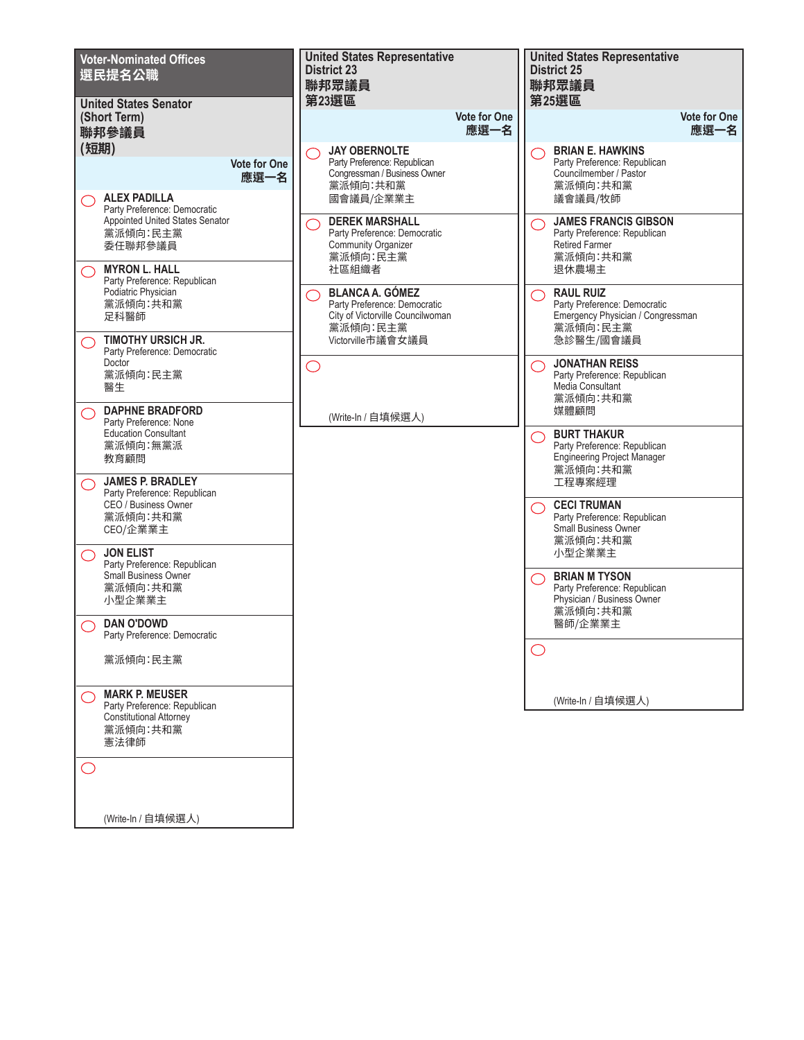## Voter-Nominated Offices
## 選民提名公職

### United States Senator (Short Term)
### 聯邦參議員 (短期)

Vote for One
應選一名

- **ALEX PADILLA**
  Party Preference: Democratic
  Appointed United States Senator
  黨派傾向:民主黨
  委任聯邦參議員
- **MYRON L. HALL**
  Party Preference: Republican
  Podiatric Physician
  黨派傾向:共和黨
  足科醫師
- **TIMOTHY URSICH JR.**
  Party Preference: Democratic
  Doctor
  黨派傾向:民主黨
  醫生
- **DAPHNE BRADFORD**
  Party Preference: None
  Education Consultant
  黨派傾向:無黨派
  教育顧問
- **JAMES P. BRADLEY**
  Party Preference: Republican
  CEO / Business Owner
  黨派傾向:共和黨
  CEO/企業業主
- **JON ELIST**
  Party Preference: Republican
  Small Business Owner
  黨派傾向:共和黨
  小型企業業主
- **DAN O'DOWD**
  Party Preference: Democratic
  黨派傾向:民主黨
- **MARK P. MEUSER**
  Party Preference: Republican
  Constitutional Attorney
  黨派傾向:共和黨
  憲法律師
- (Write-In / 自填候選人)

### United States Representative District 23
### 聯邦眾議員 第23選區

Vote for One
應選一名

- **JAY OBERNOLTE**
  Party Preference: Republican
  Congressman / Business Owner
  黨派傾向:共和黨
  國會議員/企業業主
- **DEREK MARSHALL**
  Party Preference: Democratic
  Community Organizer
  黨派傾向:民主黨
  社區組織者
- **BLANCA A. GÓMEZ**
  Party Preference: Democratic
  City of Victorville Councilwoman
  黨派傾向:民主黨
  Victorville市議會女議員
- (Write-In / 自填候選人)

### United States Representative District 25
### 聯邦眾議員 第25選區

Vote for One
應選一名

- **BRIAN E. HAWKINS**
  Party Preference: Republican
  Councilmember / Pastor
  黨派傾向:共和黨
  議會議員/牧師
- **JAMES FRANCIS GIBSON**
  Party Preference: Republican
  Retired Farmer
  黨派傾向:共和黨
  退休農場主
- **RAUL RUIZ**
  Party Preference: Democratic
  Emergency Physician / Congressman
  黨派傾向:民主黨
  急診醫生/國會議員
- **JONATHAN REISS**
  Party Preference: Republican
  Media Consultant
  黨派傾向:共和黨
  媒體顧問
- **BURT THAKUR**
  Party Preference: Republican
  Engineering Project Manager
  黨派傾向:共和黨
  工程專案經理
- **CECI TRUMAN**
  Party Preference: Republican
  Small Business Owner
  黨派傾向:共和黨
  小型企業業主
- **BRIAN M TYSON**
  Party Preference: Republican
  Physician / Business Owner
  黨派傾向:共和黨
  醫師/企業業主
- (Write-In / 自填候選人)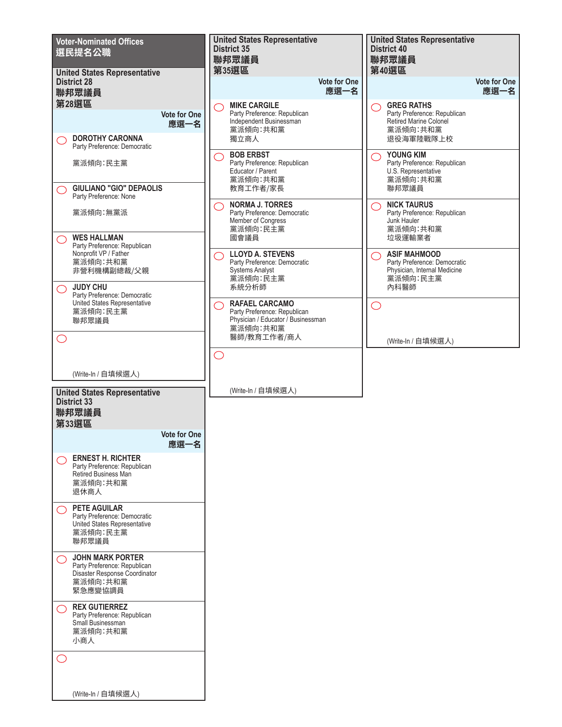# Voter-Nominated Offices
# 選民提名公職

## United States Representative District 28
## 聯邦眾議員 第28選區

**Vote for One 應選一名**

- ◯ **DOROTHY CARONNA**
  Party Preference: Democratic
  黨派傾向:民主黨
- ◯ **GIULIANO "GIO" DEPAOLIS**
  Party Preference: None
  黨派傾向:無黨派
- ◯ **WES HALLMAN**
  Party Preference: Republican
  Nonprofit VP / Father
  黨派傾向:共和黨
  非營利機構副總裁/父親
- ◯ **JUDY CHU**
  Party Preference: Democratic
  United States Representative
  黨派傾向:民主黨
  聯邦眾議員
- ◯ (Write-In / 自填候選人)

## United States Representative District 33
## 聯邦眾議員 第33選區

**Vote for One 應選一名**

- ◯ **ERNEST H. RICHTER**
  Party Preference: Republican
  Retired Business Man
  黨派傾向:共和黨
  退休商人
- ◯ **PETE AGUILAR**
  Party Preference: Democratic
  United States Representative
  黨派傾向:民主黨
  聯邦眾議員
- ◯ **JOHN MARK PORTER**
  Party Preference: Republican
  Disaster Response Coordinator
  黨派傾向:共和黨
  緊急應變協調員
- ◯ **REX GUTIERREZ**
  Party Preference: Republican
  Small Businessman
  黨派傾向:共和黨
  小商人
- ◯ (Write-In / 自填候選人)

## United States Representative District 35
## 聯邦眾議員 第35選區

**Vote for One 應選一名**

- ◯ **MIKE CARGILE**
  Party Preference: Republican
  Independent Businessman
  黨派傾向:共和黨
  獨立商人
- ◯ **BOB ERBST**
  Party Preference: Republican
  Educator / Parent
  黨派傾向:共和黨
  教育工作者/家長
- ◯ **NORMA J. TORRES**
  Party Preference: Democratic
  Member of Congress
  黨派傾向:民主黨
  國會議員
- ◯ **LLOYD A. STEVENS**
  Party Preference: Democratic
  Systems Analyst
  黨派傾向:民主黨
  系統分析師
- ◯ **RAFAEL CARCAMO**
  Party Preference: Republican
  Physician / Educator / Businessman
  黨派傾向:共和黨
  醫師/教育工作者/商人
- ◯ (Write-In / 自填候選人)

## United States Representative District 40
## 聯邦眾議員 第40選區

**Vote for One 應選一名**

- ◯ **GREG RATHS**
  Party Preference: Republican
  Retired Marine Colonel
  黨派傾向:共和黨
  退役海軍陸戰隊上校
- ◯ **YOUNG KIM**
  Party Preference: Republican
  U.S. Representative
  黨派傾向:共和黨
  聯邦眾議員
- ◯ **NICK TAURUS**
  Party Preference: Republican
  Junk Hauler
  黨派傾向:共和黨
  垃圾運輸業者
- ◯ **ASIF MAHMOOD**
  Party Preference: Democratic
  Physician, Internal Medicine
  黨派傾向:民主黨
  內科醫師
- ◯ (Write-In / 自填候選人)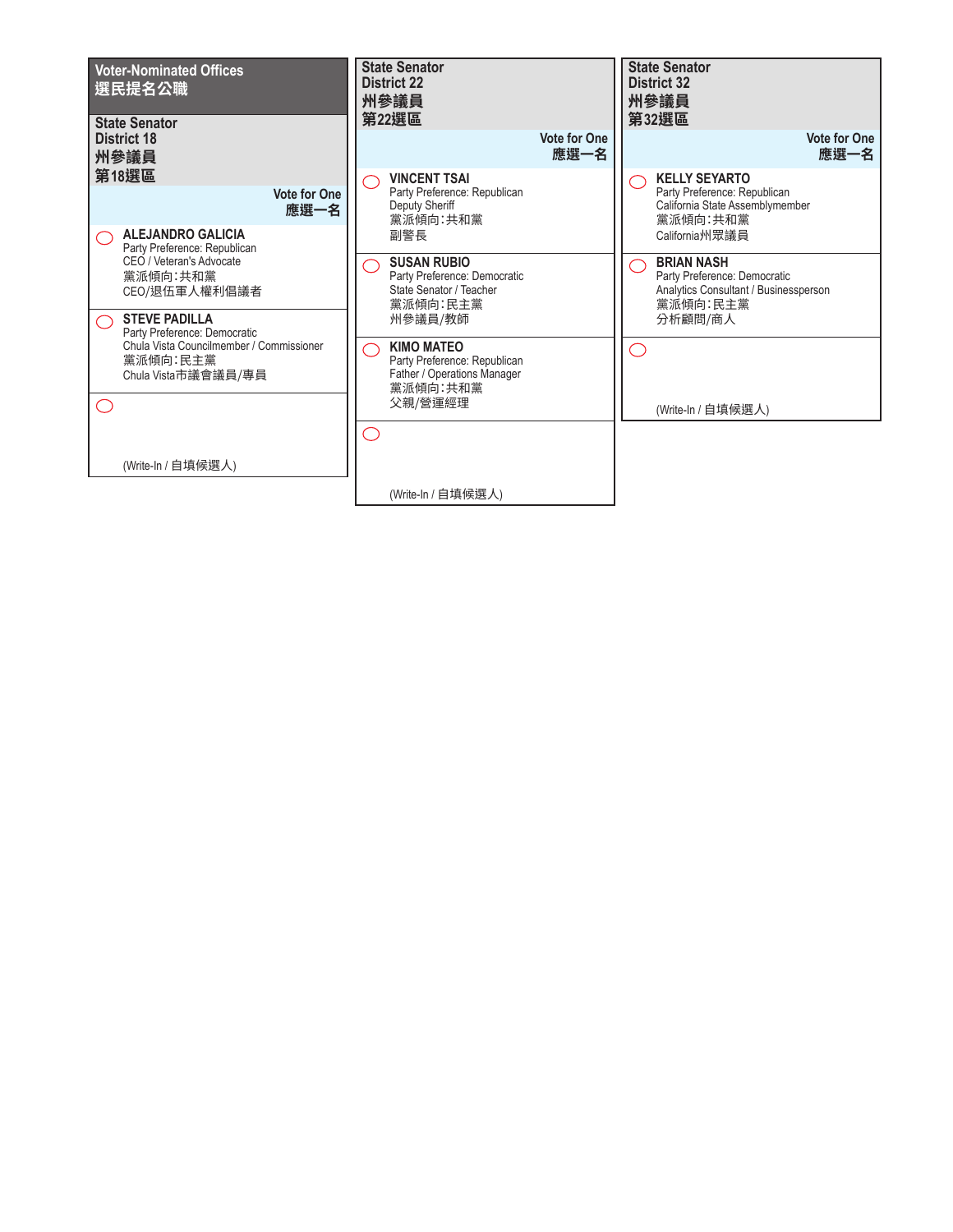## Voter-Nominated Offices
## 選民提名公職

### State Senator District 18
### 州參議員 第18選區

Vote for One
應選一名

- ◯ **ALEJANDRO GALICIA**
  Party Preference: Republican
  CEO / Veteran's Advocate
  黨派傾向:共和黨
  CEO/退伍軍人權利倡議者

- ◯ **STEVE PADILLA**
  Party Preference: Democratic
  Chula Vista Councilmember / Commissioner
  黨派傾向:民主黨
  Chula Vista市議會議員/專員

- ◯ (Write-In / 自填候選人)

### State Senator District 22
### 州參議員 第22選區

Vote for One
應選一名

- ◯ **VINCENT TSAI**
  Party Preference: Republican
  Deputy Sheriff
  黨派傾向:共和黨
  副警長

- ◯ **SUSAN RUBIO**
  Party Preference: Democratic
  State Senator / Teacher
  黨派傾向:民主黨
  州參議員/教師

- ◯ **KIMO MATEO**
  Party Preference: Republican
  Father / Operations Manager
  黨派傾向:共和黨
  父親/營運經理

- ◯ (Write-In / 自填候選人)

### State Senator District 32
### 州參議員 第32選區

Vote for One
應選一名

- ◯ **KELLY SEYARTO**
  Party Preference: Republican
  California State Assemblymember
  黨派傾向:共和黨
  California州眾議員

- ◯ **BRIAN NASH**
  Party Preference: Democratic
  Analytics Consultant / Businessperson
  黨派傾向:民主黨
  分析顧問/商人

- ◯ (Write-In / 自填候選人)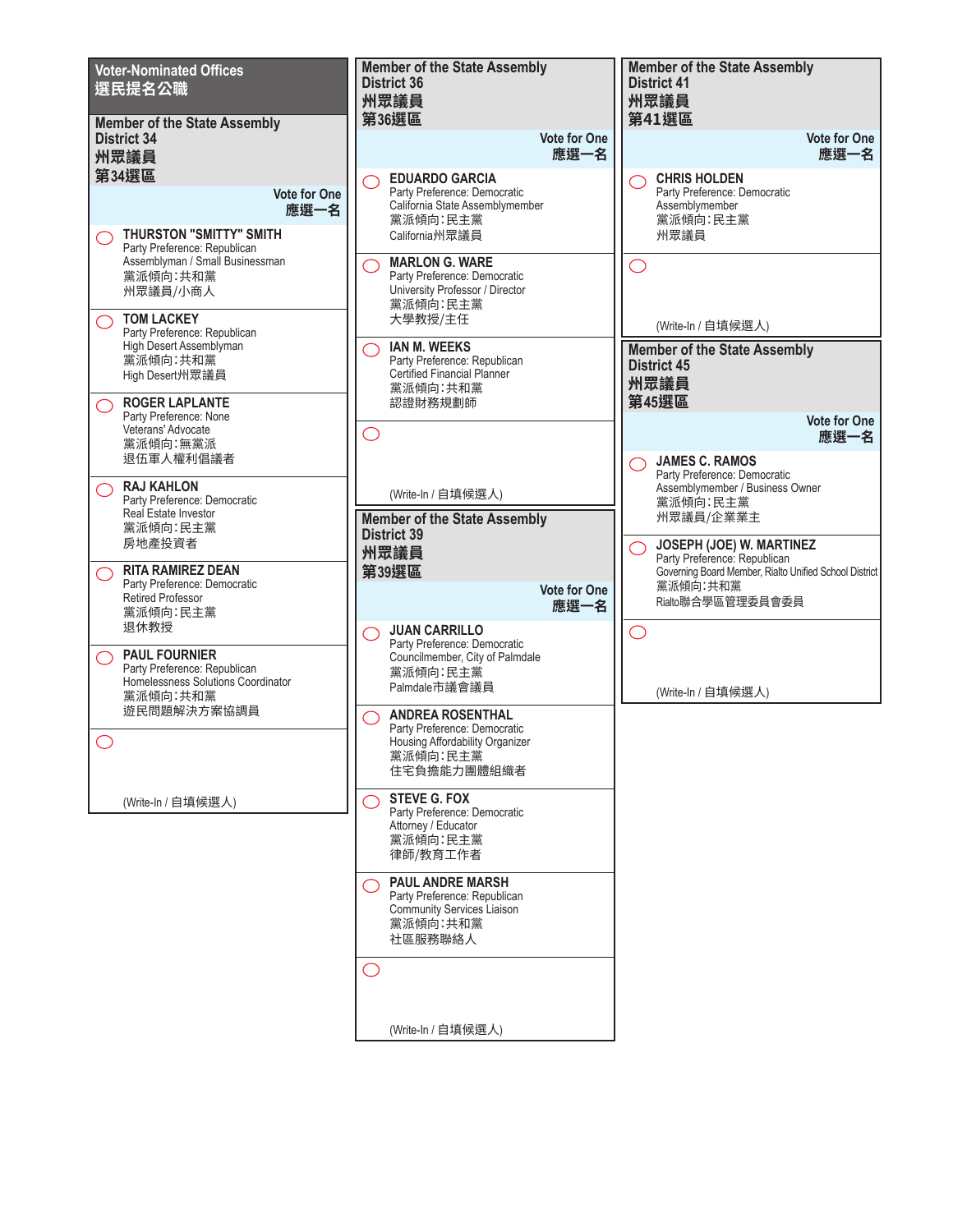## Voter-Nominated Offices
## 選民提名公職

### Member of the State Assembly District 34
### 州眾議員 第34選區

Vote for One
應選一名

- ◯ **THURSTON "SMITTY" SMITH**
  Party Preference: Republican
  Assemblyman / Small Businessman
  黨派傾向：共和黨
  州眾議員/小商人
- ◯ **TOM LACKEY**
  Party Preference: Republican
  High Desert Assemblyman
  黨派傾向：共和黨
  High Desert州眾議員
- ◯ **ROGER LAPLANTE**
  Party Preference: None
  Veterans' Advocate
  黨派傾向：無黨派
  退伍軍人權利倡議者
- ◯ **RAJ KAHLON**
  Party Preference: Democratic
  Real Estate Investor
  黨派傾向：民主黨
  房地產投資者
- ◯ **RITA RAMIREZ DEAN**
  Party Preference: Democratic
  Retired Professor
  黨派傾向：民主黨
  退休教授
- ◯ **PAUL FOURNIER**
  Party Preference: Republican
  Homelessness Solutions Coordinator
  黨派傾向：共和黨
  遊民問題解決方案協調員
- ◯ (Write-In / 自填候選人)

### Member of the State Assembly District 36
### 州眾議員 第36選區

Vote for One
應選一名

- ◯ **EDUARDO GARCIA**
  Party Preference: Democratic
  California State Assemblymember
  黨派傾向：民主黨
  California州眾議員
- ◯ **MARLON G. WARE**
  Party Preference: Democratic
  University Professor / Director
  黨派傾向：民主黨
  大學教授/主任
- ◯ **IAN M. WEEKS**
  Party Preference: Republican
  Certified Financial Planner
  黨派傾向：共和黨
  認證財務規劃師
- ◯ (Write-In / 自填候選人)

### Member of the State Assembly District 39
### 州眾議員 第39選區

Vote for One
應選一名

- ◯ **JUAN CARRILLO**
  Party Preference: Democratic
  Councilmember, City of Palmdale
  黨派傾向：民主黨
  Palmdale市議會議員
- ◯ **ANDREA ROSENTHAL**
  Party Preference: Democratic
  Housing Affordability Organizer
  黨派傾向：民主黨
  住宅負擔能力團體組織者
- ◯ **STEVE G. FOX**
  Party Preference: Democratic
  Attorney / Educator
  黨派傾向：民主黨
  律師/教育工作者
- ◯ **PAUL ANDRE MARSH**
  Party Preference: Republican
  Community Services Liaison
  黨派傾向：共和黨
  社區服務聯絡人
- ◯ (Write-In / 自填候選人)

### Member of the State Assembly District 41
### 州眾議員 第41選區

Vote for One
應選一名

- ◯ **CHRIS HOLDEN**
  Party Preference: Democratic
  Assemblymember
  黨派傾向：民主黨
  州眾議員
- ◯ (Write-In / 自填候選人)

### Member of the State Assembly District 45
### 州眾議員 第45選區

Vote for One
應選一名

- ◯ **JAMES C. RAMOS**
  Party Preference: Democratic
  Assemblymember / Business Owner
  黨派傾向：民主黨
  州眾議員/企業業主
- ◯ **JOSEPH (JOE) W. MARTINEZ**
  Party Preference: Republican
  Governing Board Member, Rialto Unified School District
  黨派傾向：共和黨
  Rialto聯合學區管理委員會委員
- ◯ (Write-In / 自填候選人)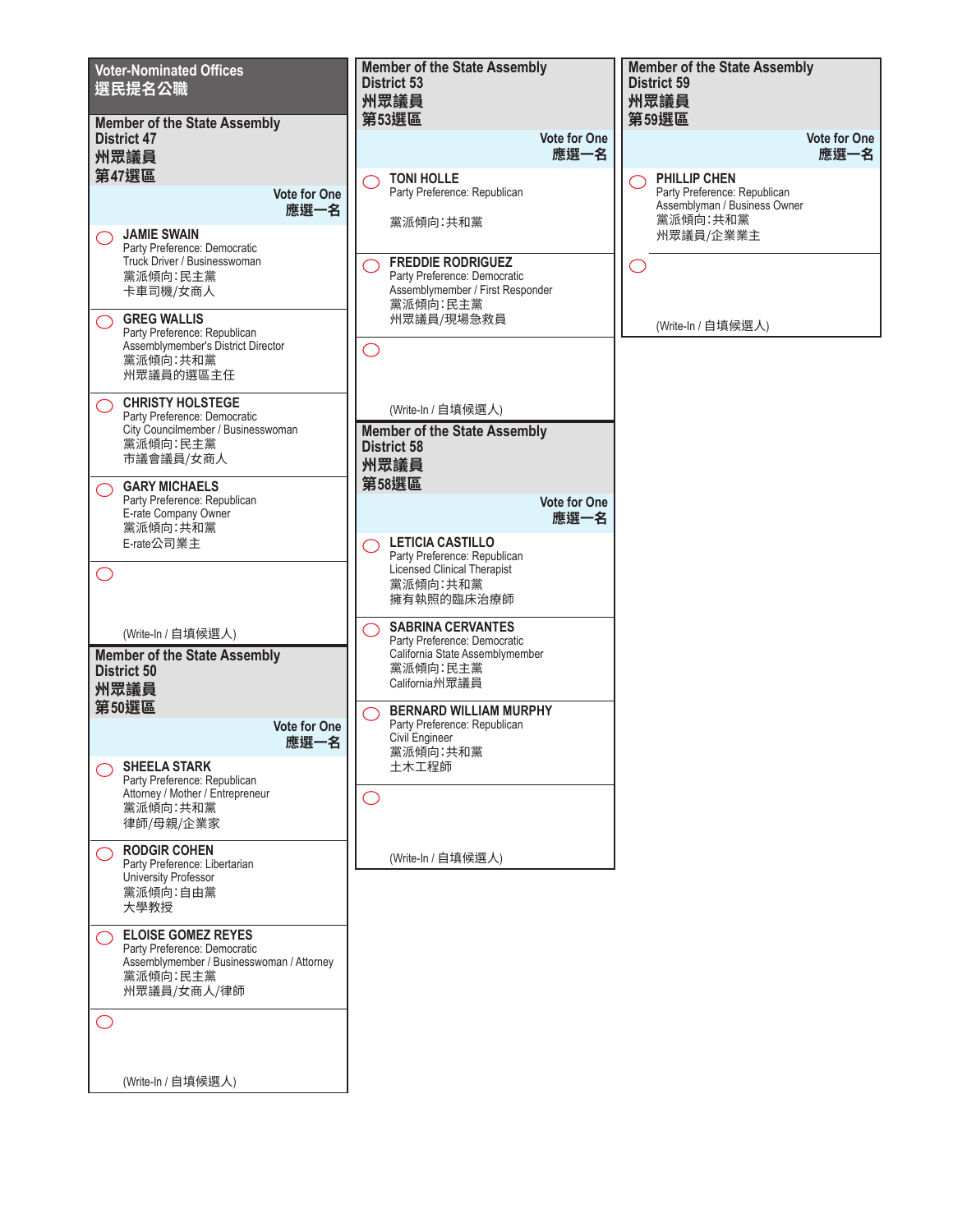## Voter-Nominated Offices
## 選民提名公職

### Member of the State Assembly
### District 47
### 州眾議員
### 第47選區

Vote for One
應選一名

◯ **JAMIE SWAIN**
Party Preference: Democratic
Truck Driver / Businesswoman
黨派傾向:民主黨
卡車司機/女商人

◯ **GREG WALLIS**
Party Preference: Republican
Assemblymember's District Director
黨派傾向:共和黨
州眾議員的選區主任

◯ **CHRISTY HOLSTEGE**
Party Preference: Democratic
City Councilmember / Businesswoman
黨派傾向:民主黨
市議會議員/女商人

◯ **GARY MICHAELS**
Party Preference: Republican
E-rate Company Owner
黨派傾向:共和黨
E-rate公司業主

◯ (Write-In / 自填候選人)

### Member of the State Assembly
### District 50
### 州眾議員
### 第50選區

Vote for One
應選一名

◯ **SHEELA STARK**
Party Preference: Republican
Attorney / Mother / Entrepreneur
黨派傾向:共和黨
律師/母親/企業家

◯ **RODGIR COHEN**
Party Preference: Libertarian
University Professor
黨派傾向:自由黨
大學教授

◯ **ELOISE GOMEZ REYES**
Party Preference: Democratic
Assemblymember / Businesswoman / Attorney
黨派傾向:民主黨
州眾議員/女商人/律師

◯ (Write-In / 自填候選人)

### Member of the State Assembly
### District 53
### 州眾議員
### 第53選區

Vote for One
應選一名

◯ **TONI HOLLE**
Party Preference: Republican
黨派傾向:共和黨

◯ **FREDDIE RODRIGUEZ**
Party Preference: Democratic
Assemblymember / First Responder
黨派傾向:民主黨
州眾議員/現場急救員

◯ (Write-In / 自填候選人)

### Member of the State Assembly
### District 58
### 州眾議員
### 第58選區

Vote for One
應選一名

◯ **LETICIA CASTILLO**
Party Preference: Republican
Licensed Clinical Therapist
黨派傾向:共和黨
擁有執照的臨床治療師

◯ **SABRINA CERVANTES**
Party Preference: Democratic
California State Assemblymember
黨派傾向:民主黨
California州眾議員

◯ **BERNARD WILLIAM MURPHY**
Party Preference: Republican
Civil Engineer
黨派傾向:共和黨
土木工程師

◯ (Write-In / 自填候選人)

### Member of the State Assembly
### District 59
### 州眾議員
### 第59選區

Vote for One
應選一名

◯ **PHILLIP CHEN**
Party Preference: Republican
Assemblyman / Business Owner
黨派傾向:共和黨
州眾議員/企業業主

◯ (Write-In / 自填候選人)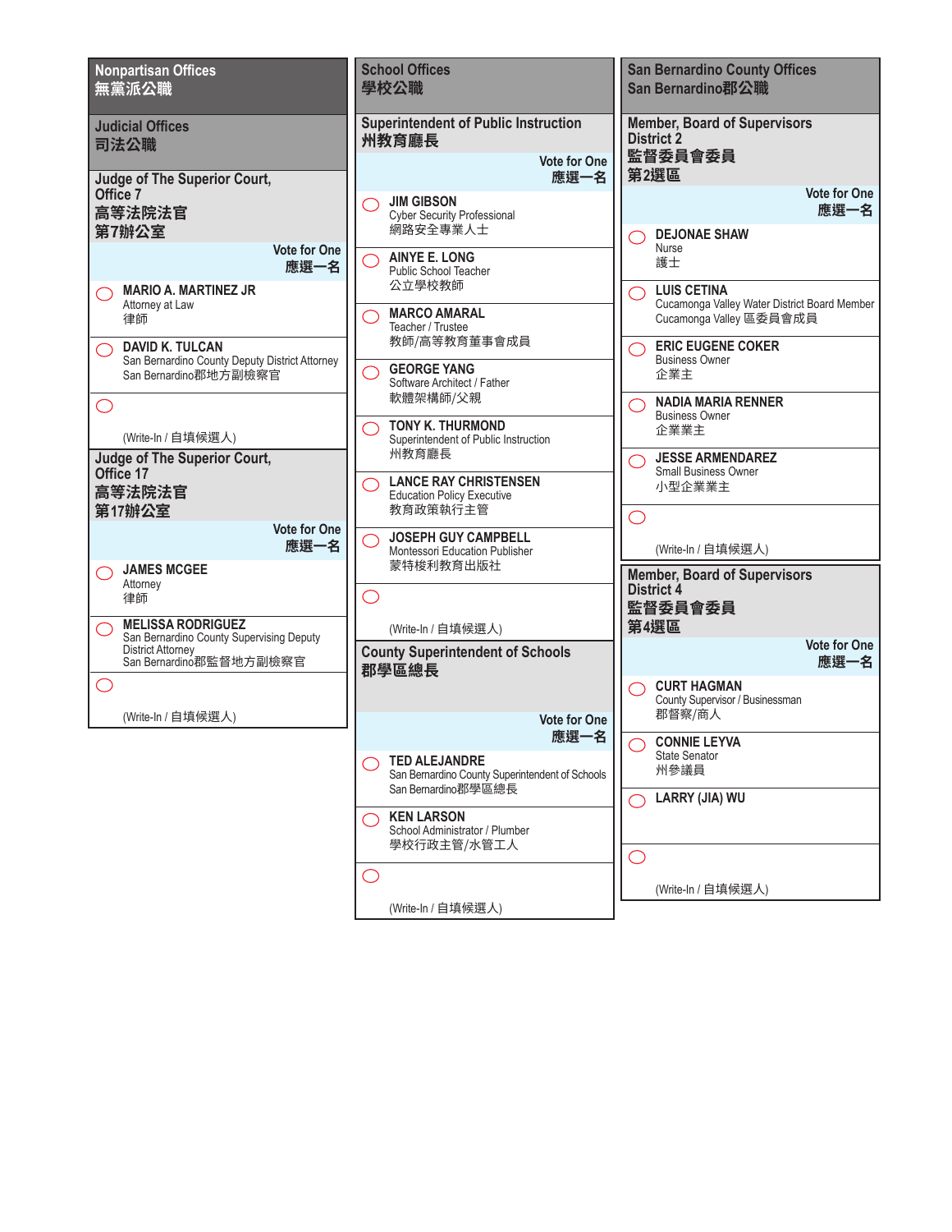# Nonpartisan Offices
# 無黨派公職

## Judicial Offices
## 司法公職

### Judge of The Superior Court, Office 7
### 高等法院法官 第7辦公室

Vote for One
應選一名

- ◯ **MARIO A. MARTINEZ JR**
  Attorney at Law
  律師
- ◯ **DAVID K. TULCAN**
  San Bernardino County Deputy District Attorney
  San Bernardino郡地方副檢察官
- ◯ (Write-In / 自填候選人)

### Judge of The Superior Court, Office 17
### 高等法院法官 第17辦公室

Vote for One
應選一名

- ◯ **JAMES MCGEE**
  Attorney
  律師
- ◯ **MELISSA RODRIGUEZ**
  San Bernardino County Supervising Deputy District Attorney
  San Bernardino郡監督地方副檢察官
- ◯ (Write-In / 自填候選人)

# School Offices
# 學校公職

### Superintendent of Public Instruction
### 州教育廳長

Vote for One
應選一名

- ◯ **JIM GIBSON**
  Cyber Security Professional
  網路安全專業人士
- ◯ **AINYE E. LONG**
  Public School Teacher
  公立學校教師
- ◯ **MARCO AMARAL**
  Teacher / Trustee
  教師/高等教育董事會成員
- ◯ **GEORGE YANG**
  Software Architect / Father
  軟體架構師/父親
- ◯ **TONY K. THURMOND**
  Superintendent of Public Instruction
  州教育廳長
- ◯ **LANCE RAY CHRISTENSEN**
  Education Policy Executive
  教育政策執行主管
- ◯ **JOSEPH GUY CAMPBELL**
  Montessori Education Publisher
  蒙特梭利教育出版社
- ◯ (Write-In / 自填候選人)

### County Superintendent of Schools
### 郡學區總長

Vote for One
應選一名

- ◯ **TED ALEJANDRE**
  San Bernardino County Superintendent of Schools
  San Bernardino郡學區總長
- ◯ **KEN LARSON**
  School Administrator / Plumber
  學校行政主管/水管工人
- ◯ (Write-In / 自填候選人)

# San Bernardino County Offices
# San Bernardino郡公職

### Member, Board of Supervisors District 2
### 監督委員會委員 第2選區

Vote for One
應選一名

- ◯ **DEJONAE SHAW**
  Nurse
  護士
- ◯ **LUIS CETINA**
  Cucamonga Valley Water District Board Member
  Cucamonga Valley 區委員會成員
- ◯ **ERIC EUGENE COKER**
  Business Owner
  企業主
- ◯ **NADIA MARIA RENNER**
  Business Owner
  企業業主
- ◯ **JESSE ARMENDAREZ**
  Small Business Owner
  小型企業業主
- ◯ (Write-In / 自填候選人)

### Member, Board of Supervisors District 4
### 監督委員會委員 第4選區

Vote for One
應選一名

- ◯ **CURT HAGMAN**
  County Supervisor / Businessman
  郡督察/商人
- ◯ **CONNIE LEYVA**
  State Senator
  州參議員
- ◯ **LARRY (JIA) WU**
- ◯ (Write-In / 自填候選人)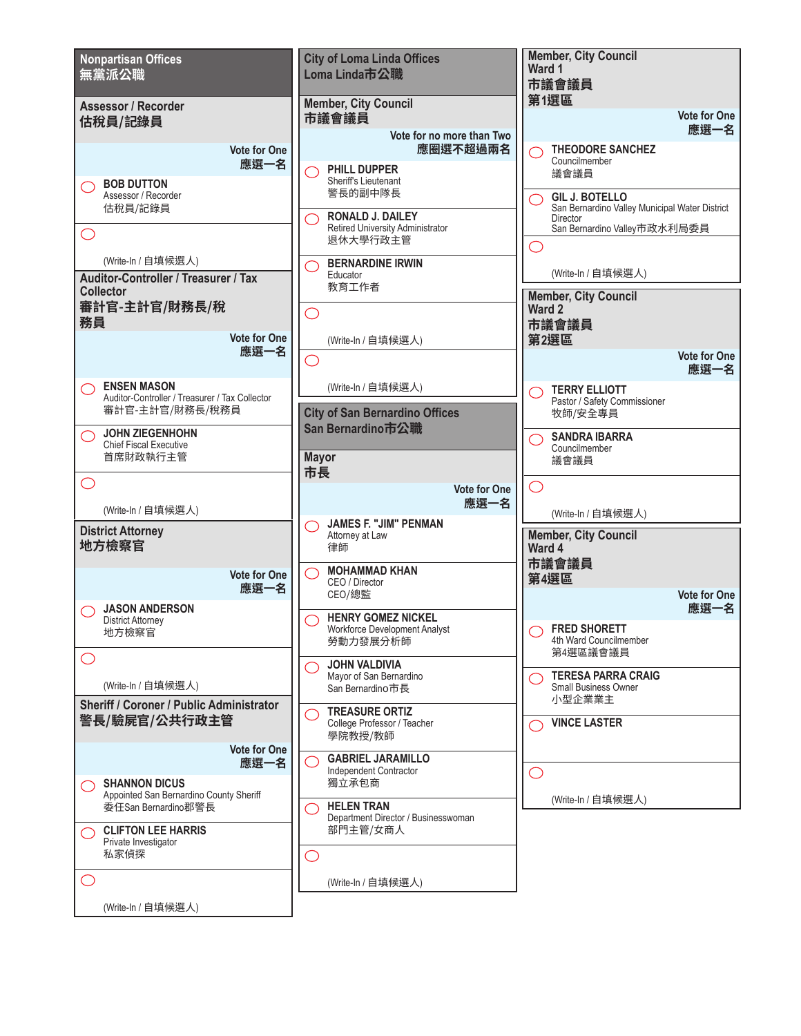## Nonpartisan Offices
## 無黨派公職

### Assessor / Recorder
### 估稅員/記錄員

Vote for One
應選一名

◯ **BOB DUTTON**
Assessor / Recorder
估稅員/記錄員

◯ (Write-In / 自填候選人)

### Auditor-Controller / Treasurer / Tax Collector
### 審計官-主計官/財務長/稅務員

Vote for One
應選一名

◯ **ENSEN MASON**
Auditor-Controller / Treasurer / Tax Collector
審計官-主計官/財務長/稅務員

◯ **JOHN ZIEGENHOHN**
Chief Fiscal Executive
首席財政執行主管

◯ (Write-In / 自填候選人)

### District Attorney
### 地方檢察官

Vote for One
應選一名

◯ **JASON ANDERSON**
District Attorney
地方檢察官

◯ (Write-In / 自填候選人)

### Sheriff / Coroner / Public Administrator
### 警長/驗屍官/公共行政主管

Vote for One
應選一名

◯ **SHANNON DICUS**
Appointed San Bernardino County Sheriff
委任San Bernardino郡警長

◯ **CLIFTON LEE HARRIS**
Private Investigator
私家偵探

◯ (Write-In / 自填候選人)

## City of Loma Linda Offices
## Loma Linda市公職

### Member, City Council
### 市議會議員

Vote for no more than Two
應圈選不超過兩名

◯ **PHILL DUPPER**
Sheriff's Lieutenant
警長的副中隊長

◯ **RONALD J. DAILEY**
Retired University Administrator
退休大學行政主管

◯ **BERNARDINE IRWIN**
Educator
教育工作者

◯ (Write-In / 自填候選人)

◯ (Write-In / 自填候選人)

## City of San Bernardino Offices
## San Bernardino市公職

### Mayor
### 市長

Vote for One
應選一名

◯ **JAMES F. "JIM" PENMAN**
Attorney at Law
律師

◯ **MOHAMMAD KHAN**
CEO / Director
CEO/總監

◯ **HENRY GOMEZ NICKEL**
Workforce Development Analyst
勞動力發展分析師

◯ **JOHN VALDIVIA**
Mayor of San Bernardino
San Bernardino市長

◯ **TREASURE ORTIZ**
College Professor / Teacher
學院教授/教師

◯ **GABRIEL JARAMILLO**
Independent Contractor
獨立承包商

◯ **HELEN TRAN**
Department Director / Businesswoman
部門主管/女商人

◯ (Write-In / 自填候選人)

### Member, City Council Ward 1
### 市議會議員 第1選區

Vote for One
應選一名

◯ **THEODORE SANCHEZ**
Councilmember
議會議員

◯ **GIL J. BOTELLO**
San Bernardino Valley Municipal Water District Director
San Bernardino Valley市政水利局委員

◯ (Write-In / 自填候選人)

### Member, City Council Ward 2
### 市議會議員 第2選區

Vote for One
應選一名

◯ **TERRY ELLIOTT**
Pastor / Safety Commissioner
牧師/安全專員

◯ **SANDRA IBARRA**
Councilmember
議會議員

◯ (Write-In / 自填候選人)

### Member, City Council Ward 4
### 市議會議員 第4選區

Vote for One
應選一名

◯ **FRED SHORETT**
4th Ward Councilmember
第4選區議會議員

◯ **TERESA PARRA CRAIG**
Small Business Owner
小型企業業主

◯ **VINCE LASTER**

◯ (Write-In / 自填候選人)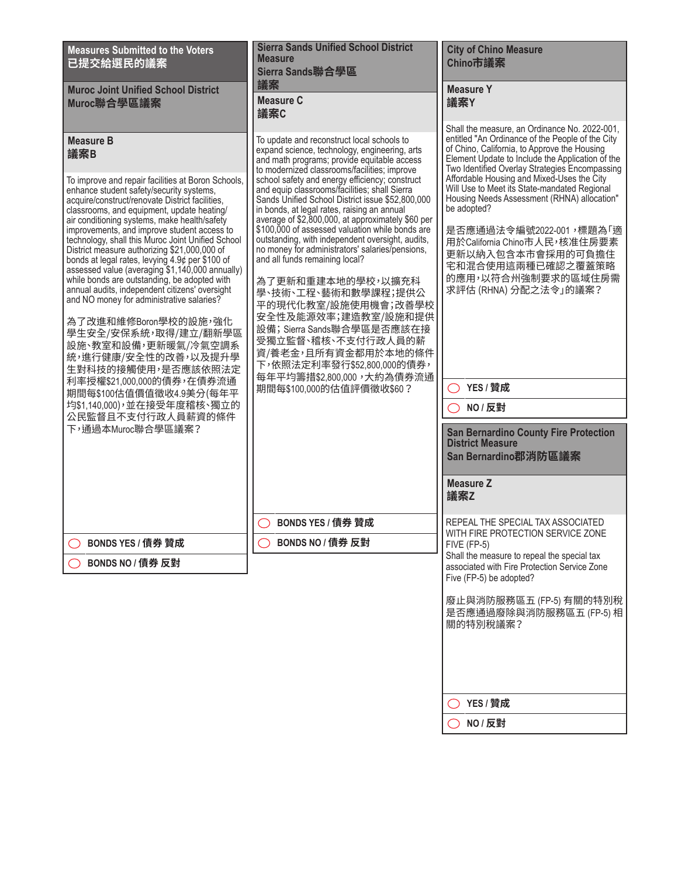## Measures Submitted to the Voters
## 已提交給選民的議案

### Muroc Joint Unified School District
### Muroc聯合學區議案

#### Measure B
#### 議案B

To improve and repair facilities at Boron Schools, enhance student safety/security systems, acquire/construct/renovate District facilities, classrooms, and equipment, update heating/air conditioning systems, make health/safety improvements, and improve student access to technology, shall this Muroc Joint Unified School District measure authorizing $21,000,000 of bonds at legal rates, levying 4.9¢ per $100 of assessed value (averaging $1,140,000 annually) while bonds are outstanding, be adopted with annual audits, independent citizens' oversight and NO money for administrative salaries?

為了改進和維修Boron學校的設施，強化學生安全/安保系統，取得/建立/翻新學區設施、教室和設備，更新暖氣/冷氣空調系統，進行健康/安全性的改善，以及提升學生對科技的接觸使用，是否應該依照法定利率授權$21,000,000的債券，在債券流通期間每$100估值價值徵收4.9美分(每年平均$1,140,000)，並在接受年度稽核、獨立的公民監督且不支付行政人員薪資的條件下，通過本Muroc聯合學區議案？

◯ BONDS YES / 債券 贊成

◯ BONDS NO / 債券 反對

### Sierra Sands Unified School District Measure
### Sierra Sands聯合學區議案

#### Measure C
#### 議案C

To update and reconstruct local schools to expand science, technology, engineering, arts and math programs; provide equitable access to modernized classrooms/facilities; improve school safety and energy efficiency; construct and equip classrooms/facilities; shall Sierra Sands Unified School District issue $52,800,000 in bonds, at legal rates, raising an annual average of $2,800,000, at approximately $60 per $100,000 of assessed valuation while bonds are outstanding, with independent oversight, audits, no money for administrators' salaries/pensions, and all funds remaining local?

為了更新和重建本地的學校，以擴充科學、技術、工程、藝術和數學課程；提供公平的現代化教室/設施使用機會；改善學校安全性及能源效率；建造教室/設施和提供設備；Sierra Sands聯合學區是否應該在接受獨立監督、稽核、不支付行政人員的薪資/養老金，且所有資金都用於本地的條件下，依照法定利率發行$52,800,000的債券，每年平均籌措$2,800,000，大約為債券流通期間每$100,000的估值評價徵收$60？

◯ BONDS YES / 債券 贊成

◯ BONDS NO / 債券 反對

### City of Chino Measure
### Chino市議案

#### Measure Y
#### 議案Y

Shall the measure, an Ordinance No. 2022-001, entitled "An Ordinance of the People of the City of Chino, California, to Approve the Housing Element Update to Include the Application of the Two Identified Overlay Strategies Encompassing Affordable Housing and Mixed-Uses the City Will Use to Meet its State-mandated Regional Housing Needs Assessment (RHNA) allocation" be adopted?

是否應通過法令編號2022-001，標題為「適用於California Chino市人民，核准住房要素更新以納入包含本市會採用的可負擔住宅和混合使用這兩種已確認之覆蓋策略的應用，以符合州強制要求的區域住房需求評估 (RHNA) 分配之法令」的議案？

◯ YES / 贊成

◯ NO / 反對

### San Bernardino County Fire Protection District Measure
### San Bernardino郡消防區議案

#### Measure Z
#### 議案Z

REPEAL THE SPECIAL TAX ASSOCIATED WITH FIRE PROTECTION SERVICE ZONE FIVE (FP-5)
Shall the measure to repeal the special tax associated with Fire Protection Service Zone Five (FP-5) be adopted?

廢止與消防服務區五 (FP-5) 有關的特別稅
是否應通過廢除與消防服務區五 (FP-5) 相關的特別稅議案？

◯ YES / 贊成

◯ NO / 反對